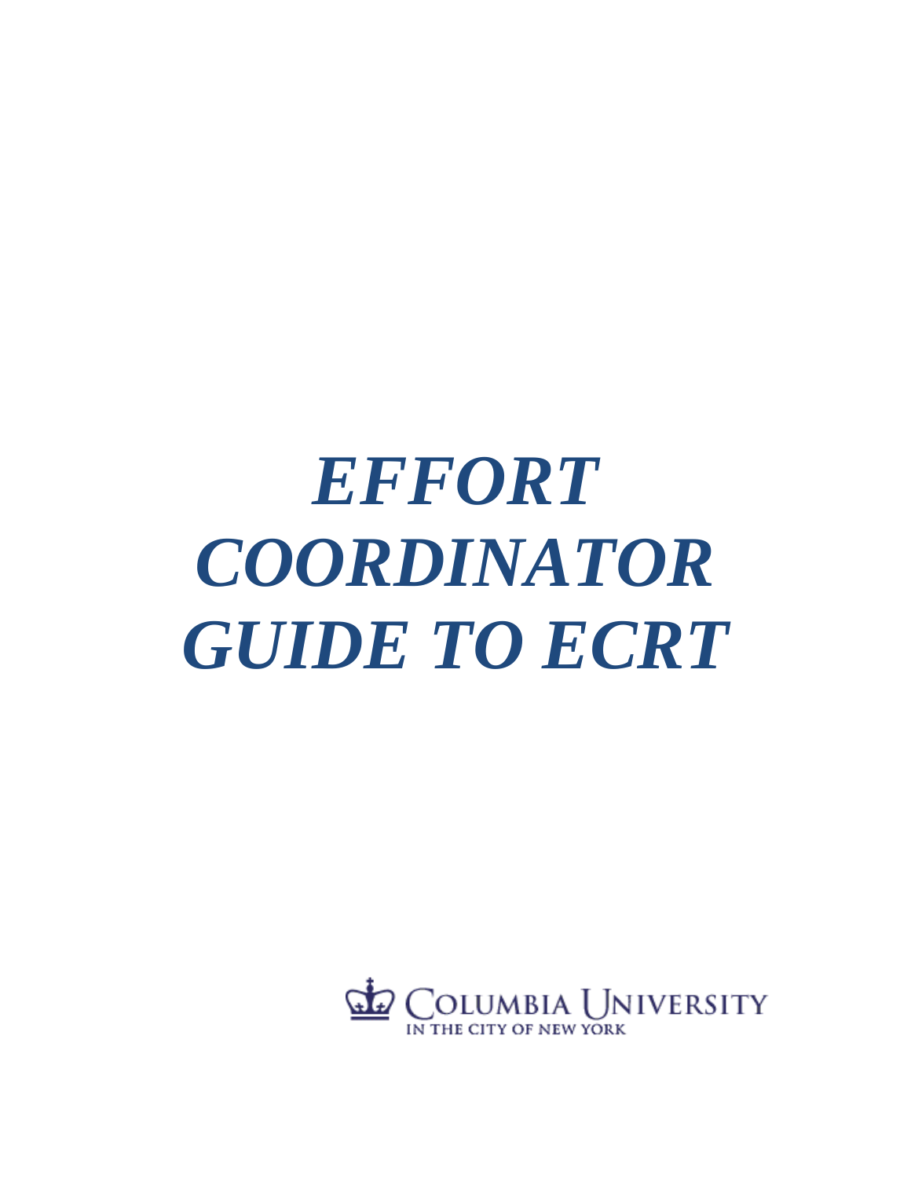# *EFFORT COORDINATOR GUIDE TO ECRT*

COLUMBIA UNIVERSITY
IN THE CITY OF NEW YORK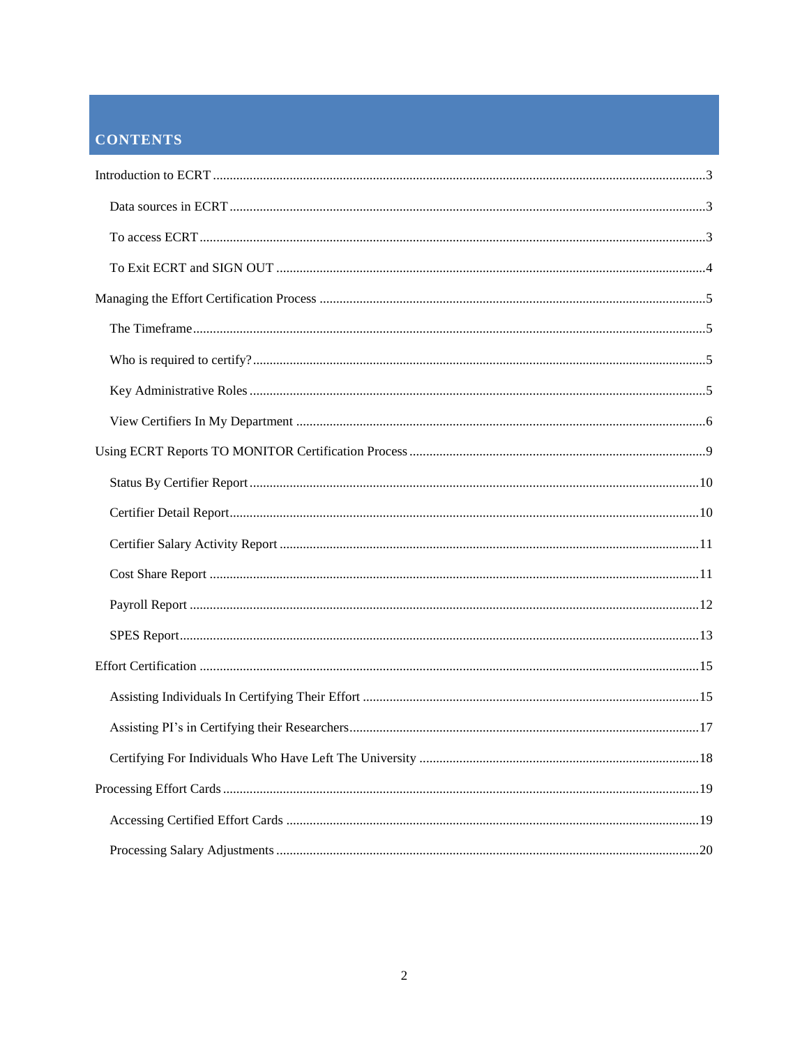# CONTENTS

Introduction to ECRT ....................................................................................................................................3

- Data sources in ECRT ..............................................................................................................................3
- To access ECRT.........................................................................................................................................3
- To Exit ECRT and SIGN OUT ..................................................................................................................4

Managing the Effort Certification Process ...................................................................................................5

- The Timeframe..........................................................................................................................................5
- Who is required to certify?........................................................................................................................5
- Key Administrative Roles .........................................................................................................................5
- View Certifiers In My Department ...........................................................................................................6

Using ECRT Reports TO MONITOR Certification Process ........................................................................9

- Status By Certifier Report .......................................................................................................................10
- Certifier Detail Report.............................................................................................................................10
- Certifier Salary Activity Report ..............................................................................................................11
- Cost Share Report ...................................................................................................................................11
- Payroll Report .........................................................................................................................................12
- SPES Report............................................................................................................................................13

Effort Certification .....................................................................................................................................15

- Assisting Individuals In Certifying Their Effort .....................................................................................15
- Assisting PI's in Certifying their Researchers.........................................................................................17
- Certifying For Individuals Who Have Left The University ...................................................................18

Processing Effort Cards ..............................................................................................................................19

- Accessing Certified Effort Cards ............................................................................................................19
- Processing Salary Adjustments ...............................................................................................................20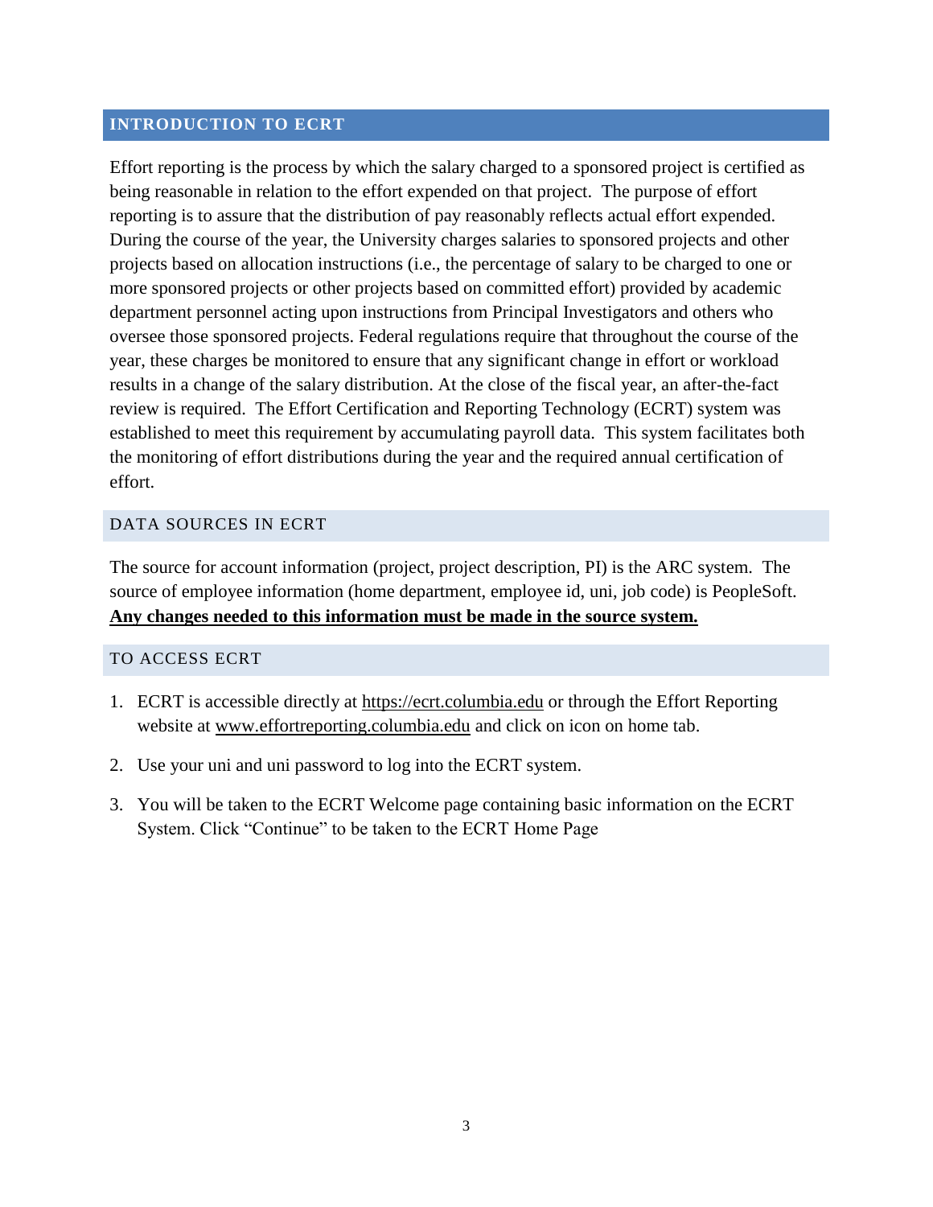## INTRODUCTION TO ECRT

Effort reporting is the process by which the salary charged to a sponsored project is certified as being reasonable in relation to the effort expended on that project. The purpose of effort reporting is to assure that the distribution of pay reasonably reflects actual effort expended. During the course of the year, the University charges salaries to sponsored projects and other projects based on allocation instructions (i.e., the percentage of salary to be charged to one or more sponsored projects or other projects based on committed effort) provided by academic department personnel acting upon instructions from Principal Investigators and others who oversee those sponsored projects. Federal regulations require that throughout the course of the year, these charges be monitored to ensure that any significant change in effort or workload results in a change of the salary distribution. At the close of the fiscal year, an after-the-fact review is required. The Effort Certification and Reporting Technology (ECRT) system was established to meet this requirement by accumulating payroll data. This system facilitates both the monitoring of effort distributions during the year and the required annual certification of effort.

### DATA SOURCES IN ECRT

The source for account information (project, project description, PI) is the ARC system. The source of employee information (home department, employee id, uni, job code) is PeopleSoft. **Any changes needed to this information must be made in the source system.**

### TO ACCESS ECRT

1. ECRT is accessible directly at https://ecrt.columbia.edu or through the Effort Reporting website at www.effortreporting.columbia.edu and click on icon on home tab.
2. Use your uni and uni password to log into the ECRT system.
3. You will be taken to the ECRT Welcome page containing basic information on the ECRT System. Click "Continue" to be taken to the ECRT Home Page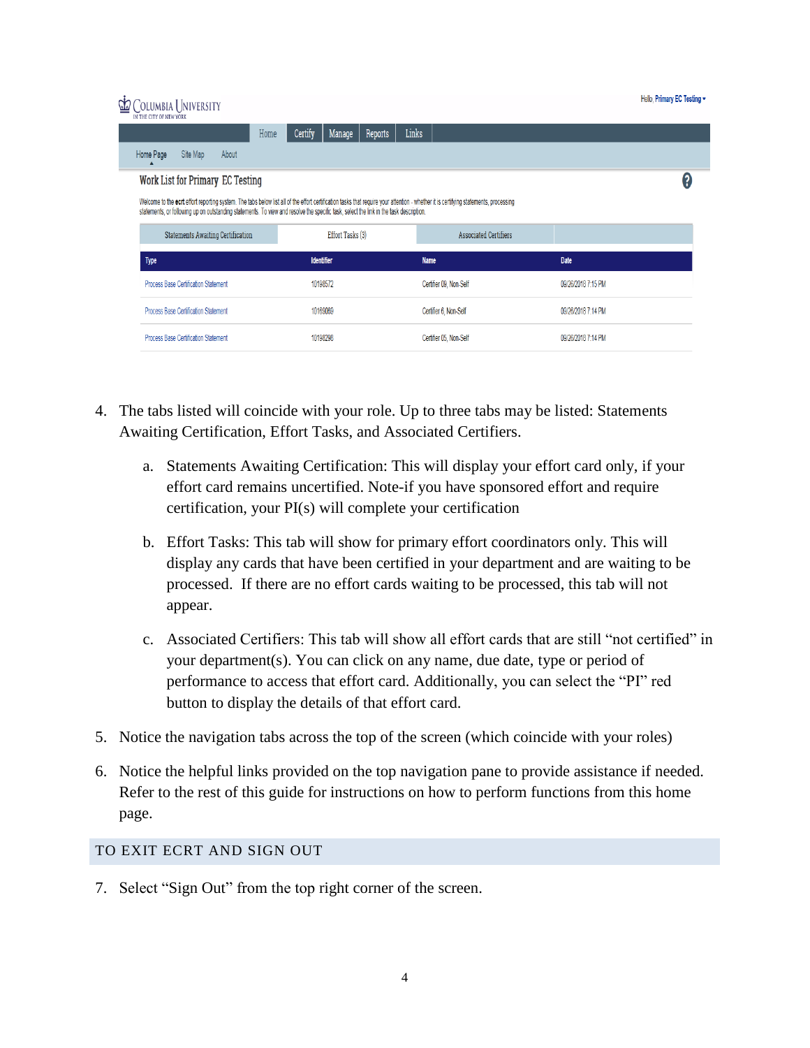4. The tabs listed will coincide with your role. Up to three tabs may be listed: Statements Awaiting Certification, Effort Tasks, and Associated Certifiers.

    a. Statements Awaiting Certification: This will display your effort card only, if your effort card remains uncertified. Note-if you have sponsored effort and require certification, your PI(s) will complete your certification

    b. Effort Tasks: This tab will show for primary effort coordinators only. This will display any cards that have been certified in your department and are waiting to be processed. If there are no effort cards waiting to be processed, this tab will not appear.

    c. Associated Certifiers: This tab will show all effort cards that are still "not certified" in your department(s). You can click on any name, due date, type or period of performance to access that effort card. Additionally, you can select the "PI" red button to display the details of that effort card.

5. Notice the navigation tabs across the top of the screen (which coincide with your roles)

6. Notice the helpful links provided on the top navigation pane to provide assistance if needed. Refer to the rest of this guide for instructions on how to perform functions from this home page.

## TO EXIT ECRT AND SIGN OUT

7. Select "Sign Out" from the top right corner of the screen.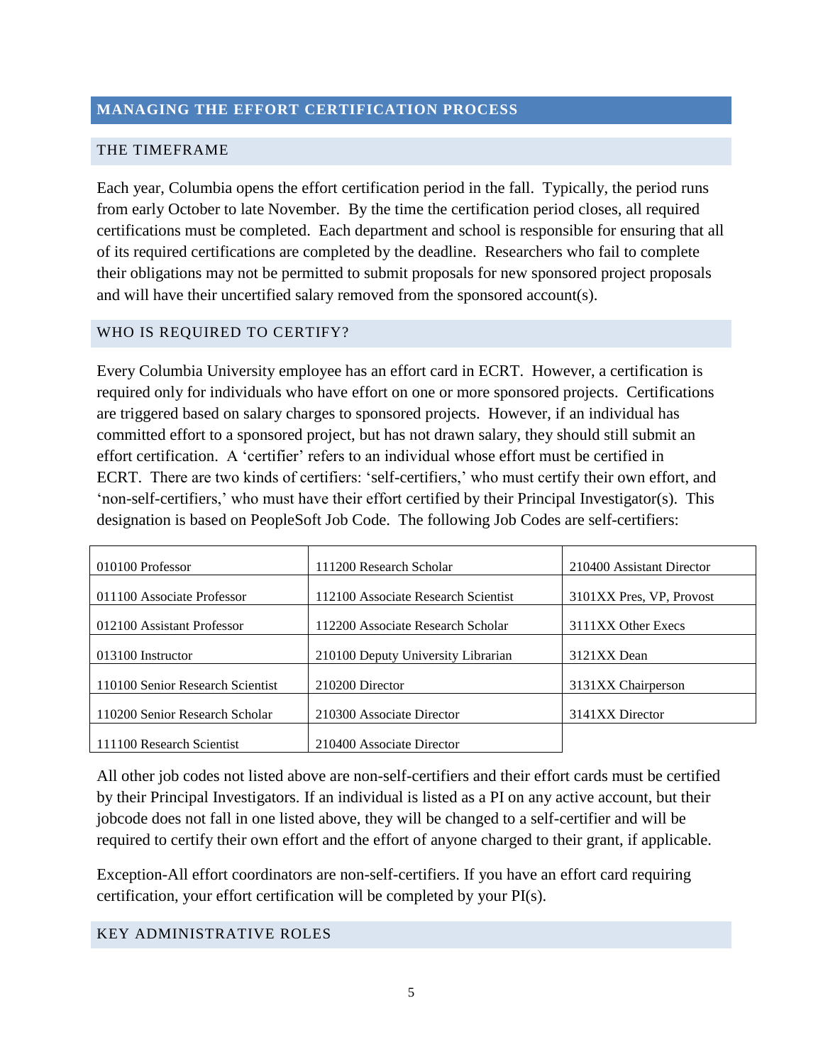## MANAGING THE EFFORT CERTIFICATION PROCESS

### THE TIMEFRAME

Each year, Columbia opens the effort certification period in the fall. Typically, the period runs from early October to late November. By the time the certification period closes, all required certifications must be completed. Each department and school is responsible for ensuring that all of its required certifications are completed by the deadline. Researchers who fail to complete their obligations may not be permitted to submit proposals for new sponsored project proposals and will have their uncertified salary removed from the sponsored account(s).

### WHO IS REQUIRED TO CERTIFY?

Every Columbia University employee has an effort card in ECRT. However, a certification is required only for individuals who have effort on one or more sponsored projects. Certifications are triggered based on salary charges to sponsored projects. However, if an individual has committed effort to a sponsored project, but has not drawn salary, they should still submit an effort certification. A 'certifier' refers to an individual whose effort must be certified in ECRT. There are two kinds of certifiers: 'self-certifiers,' who must certify their own effort, and 'non-self-certifiers,' who must have their effort certified by their Principal Investigator(s). This designation is based on PeopleSoft Job Code. The following Job Codes are self-certifiers:

| | | |
|---|---|---|
| 010100 Professor | 111200 Research Scholar | 210400 Assistant Director |
| 011100 Associate Professor | 112100 Associate Research Scientist | 3101XX Pres, VP, Provost |
| 012100 Assistant Professor | 112200 Associate Research Scholar | 3111XX Other Execs |
| 013100 Instructor | 210100 Deputy University Librarian | 3121XX Dean |
| 110100 Senior Research Scientist | 210200 Director | 3131XX Chairperson |
| 110200 Senior Research Scholar | 210300 Associate Director | 3141XX Director |
| 111100 Research Scientist | 210400 Associate Director | |

All other job codes not listed above are non-self-certifiers and their effort cards must be certified by their Principal Investigators. If an individual is listed as a PI on any active account, but their jobcode does not fall in one listed above, they will be changed to a self-certifier and will be required to certify their own effort and the effort of anyone charged to their grant, if applicable.

Exception-All effort coordinators are non-self-certifiers. If you have an effort card requiring certification, your effort certification will be completed by your PI(s).

### KEY ADMINISTRATIVE ROLES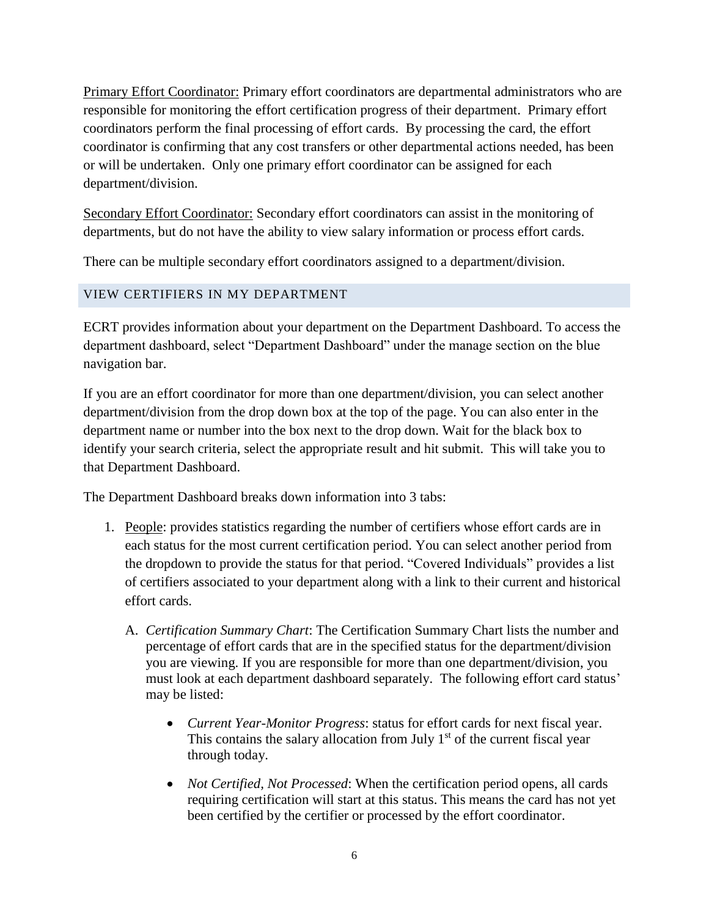Primary Effort Coordinator: Primary effort coordinators are departmental administrators who are responsible for monitoring the effort certification progress of their department. Primary effort coordinators perform the final processing of effort cards. By processing the card, the effort coordinator is confirming that any cost transfers or other departmental actions needed, has been or will be undertaken. Only one primary effort coordinator can be assigned for each department/division.

Secondary Effort Coordinator: Secondary effort coordinators can assist in the monitoring of departments, but do not have the ability to view salary information or process effort cards.

There can be multiple secondary effort coordinators assigned to a department/division.

## VIEW CERTIFIERS IN MY DEPARTMENT

ECRT provides information about your department on the Department Dashboard. To access the department dashboard, select "Department Dashboard" under the manage section on the blue navigation bar.

If you are an effort coordinator for more than one department/division, you can select another department/division from the drop down box at the top of the page. You can also enter in the department name or number into the box next to the drop down. Wait for the black box to identify your search criteria, select the appropriate result and hit submit. This will take you to that Department Dashboard.

The Department Dashboard breaks down information into 3 tabs:

1. People: provides statistics regarding the number of certifiers whose effort cards are in each status for the most current certification period. You can select another period from the dropdown to provide the status for that period. "Covered Individuals" provides a list of certifiers associated to your department along with a link to their current and historical effort cards.

   A. *Certification Summary Chart*: The Certification Summary Chart lists the number and percentage of effort cards that are in the specified status for the department/division you are viewing. If you are responsible for more than one department/division, you must look at each department dashboard separately. The following effort card status' may be listed:

      - *Current Year-Monitor Progress*: status for effort cards for next fiscal year. This contains the salary allocation from July 1st of the current fiscal year through today.
      - *Not Certified, Not Processed*: When the certification period opens, all cards requiring certification will start at this status. This means the card has not yet been certified by the certifier or processed by the effort coordinator.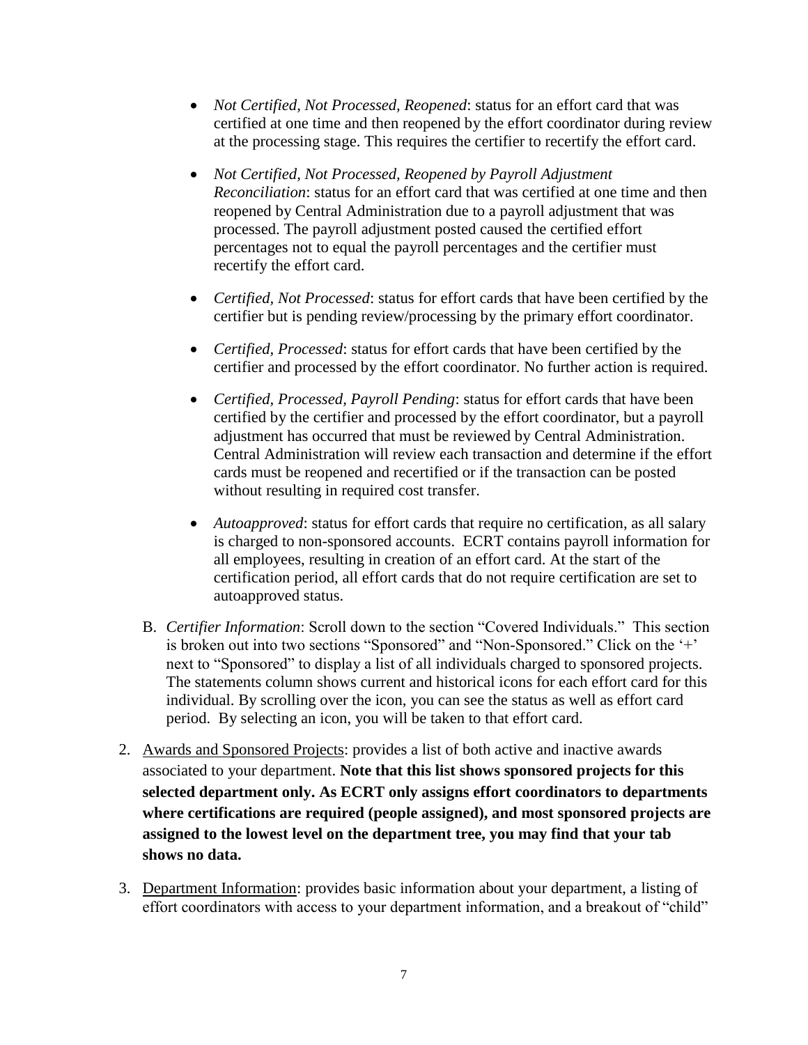- *Not Certified, Not Processed, Reopened*: status for an effort card that was certified at one time and then reopened by the effort coordinator during review at the processing stage. This requires the certifier to recertify the effort card.
- *Not Certified, Not Processed, Reopened by Payroll Adjustment Reconciliation*: status for an effort card that was certified at one time and then reopened by Central Administration due to a payroll adjustment that was processed. The payroll adjustment posted caused the certified effort percentages not to equal the payroll percentages and the certifier must recertify the effort card.
- *Certified, Not Processed*: status for effort cards that have been certified by the certifier but is pending review/processing by the primary effort coordinator.
- *Certified, Processed*: status for effort cards that have been certified by the certifier and processed by the effort coordinator. No further action is required.
- *Certified, Processed, Payroll Pending*: status for effort cards that have been certified by the certifier and processed by the effort coordinator, but a payroll adjustment has occurred that must be reviewed by Central Administration. Central Administration will review each transaction and determine if the effort cards must be reopened and recertified or if the transaction can be posted without resulting in required cost transfer.
- *Autoapproved*: status for effort cards that require no certification, as all salary is charged to non-sponsored accounts. ECRT contains payroll information for all employees, resulting in creation of an effort card. At the start of the certification period, all effort cards that do not require certification are set to autoapproved status.

B. *Certifier Information*: Scroll down to the section "Covered Individuals." This section is broken out into two sections "Sponsored" and "Non-Sponsored." Click on the '+' next to "Sponsored" to display a list of all individuals charged to sponsored projects. The statements column shows current and historical icons for each effort card for this individual. By scrolling over the icon, you can see the status as well as effort card period. By selecting an icon, you will be taken to that effort card.

2. Awards and Sponsored Projects: provides a list of both active and inactive awards associated to your department. **Note that this list shows sponsored projects for this selected department only. As ECRT only assigns effort coordinators to departments where certifications are required (people assigned), and most sponsored projects are assigned to the lowest level on the department tree, you may find that your tab shows no data.**

3. Department Information: provides basic information about your department, a listing of effort coordinators with access to your department information, and a breakout of "child"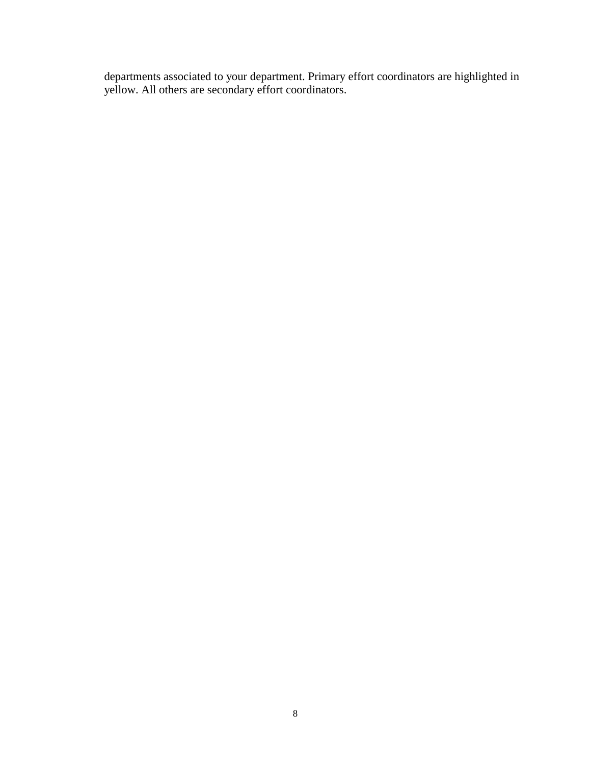departments associated to your department. Primary effort coordinators are highlighted in yellow. All others are secondary effort coordinators.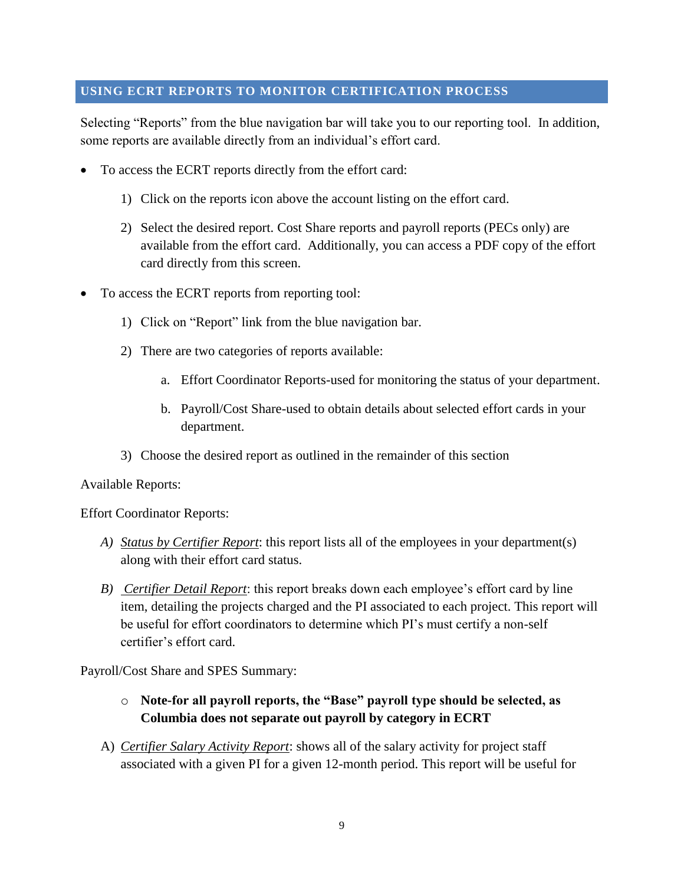## USING ECRT REPORTS TO MONITOR CERTIFICATION PROCESS

Selecting "Reports" from the blue navigation bar will take you to our reporting tool. In addition, some reports are available directly from an individual's effort card.

- To access the ECRT reports directly from the effort card:
    1) Click on the reports icon above the account listing on the effort card.
    2) Select the desired report. Cost Share reports and payroll reports (PECs only) are available from the effort card. Additionally, you can access a PDF copy of the effort card directly from this screen.
- To access the ECRT reports from reporting tool:
    1) Click on "Report" link from the blue navigation bar.
    2) There are two categories of reports available:
        a. Effort Coordinator Reports-used for monitoring the status of your department.
        b. Payroll/Cost Share-used to obtain details about selected effort cards in your department.
    3) Choose the desired report as outlined in the remainder of this section

Available Reports:

Effort Coordinator Reports:

*A)* *Status by Certifier Report*: this report lists all of the employees in your department(s) along with their effort card status.

*B)* *Certifier Detail Report*: this report breaks down each employee's effort card by line item, detailing the projects charged and the PI associated to each project. This report will be useful for effort coordinators to determine which PI's must certify a non-self certifier's effort card.

Payroll/Cost Share and SPES Summary:

- **Note-for all payroll reports, the "Base" payroll type should be selected, as Columbia does not separate out payroll by category in ECRT**

A) *Certifier Salary Activity Report*: shows all of the salary activity for project staff associated with a given PI for a given 12-month period. This report will be useful for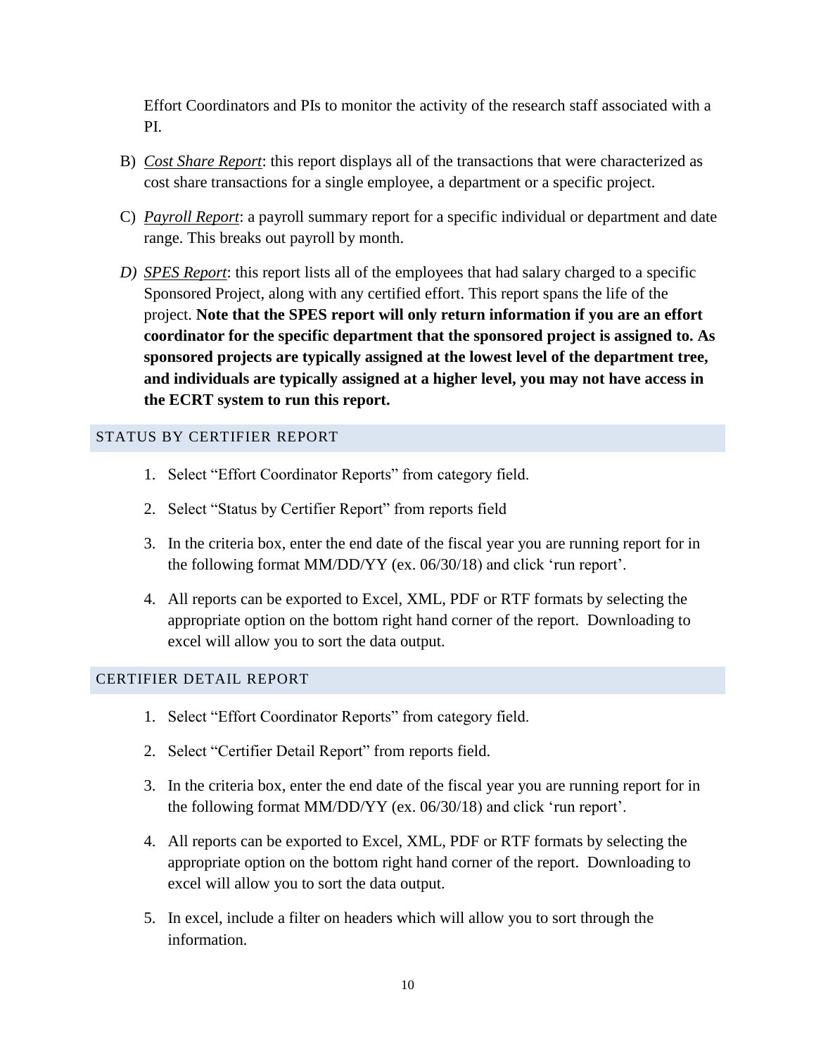Effort Coordinators and PIs to monitor the activity of the research staff associated with a PI.

B) *Cost Share Report*: this report displays all of the transactions that were characterized as cost share transactions for a single employee, a department or a specific project.

C) *Payroll Report*: a payroll summary report for a specific individual or department and date range. This breaks out payroll by month.

*D)* *SPES Report*: this report lists all of the employees that had salary charged to a specific Sponsored Project, along with any certified effort. This report spans the life of the project. **Note that the SPES report will only return information if you are an effort coordinator for the specific department that the sponsored project is assigned to. As sponsored projects are typically assigned at the lowest level of the department tree, and individuals are typically assigned at a higher level, you may not have access in the ECRT system to run this report.**

## STATUS BY CERTIFIER REPORT

1. Select "Effort Coordinator Reports" from category field.
2. Select "Status by Certifier Report" from reports field
3. In the criteria box, enter the end date of the fiscal year you are running report for in the following format MM/DD/YY (ex. 06/30/18) and click 'run report'.
4. All reports can be exported to Excel, XML, PDF or RTF formats by selecting the appropriate option on the bottom right hand corner of the report. Downloading to excel will allow you to sort the data output.

## CERTIFIER DETAIL REPORT

1. Select "Effort Coordinator Reports" from category field.
2. Select "Certifier Detail Report" from reports field.
3. In the criteria box, enter the end date of the fiscal year you are running report for in the following format MM/DD/YY (ex. 06/30/18) and click 'run report'.
4. All reports can be exported to Excel, XML, PDF or RTF formats by selecting the appropriate option on the bottom right hand corner of the report. Downloading to excel will allow you to sort the data output.
5. In excel, include a filter on headers which will allow you to sort through the information.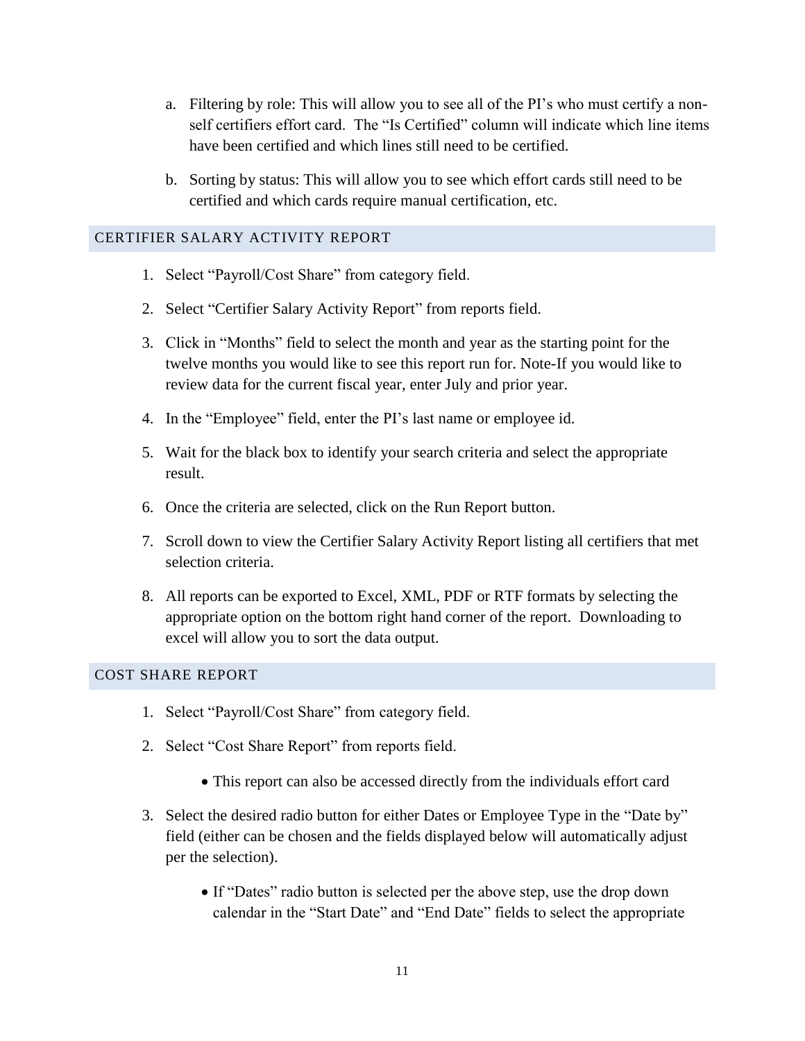a. Filtering by role: This will allow you to see all of the PI's who must certify a non-self certifiers effort card.  The "Is Certified" column will indicate which line items have been certified and which lines still need to be certified.

b. Sorting by status: This will allow you to see which effort cards still need to be certified and which cards require manual certification, etc.

## CERTIFIER SALARY ACTIVITY REPORT

1. Select "Payroll/Cost Share" from category field.
2. Select "Certifier Salary Activity Report" from reports field.
3. Click in "Months" field to select the month and year as the starting point for the twelve months you would like to see this report run for. Note-If you would like to review data for the current fiscal year, enter July and prior year.
4. In the "Employee" field, enter the PI's last name or employee id.
5. Wait for the black box to identify your search criteria and select the appropriate result.
6. Once the criteria are selected, click on the Run Report button.
7. Scroll down to view the Certifier Salary Activity Report listing all certifiers that met selection criteria.
8. All reports can be exported to Excel, XML, PDF or RTF formats by selecting the appropriate option on the bottom right hand corner of the report.  Downloading to excel will allow you to sort the data output.

## COST SHARE REPORT

1. Select "Payroll/Cost Share" from category field.
2. Select "Cost Share Report" from reports field.
    - This report can also be accessed directly from the individuals effort card
3. Select the desired radio button for either Dates or Employee Type in the "Date by" field (either can be chosen and the fields displayed below will automatically adjust per the selection).
    - If "Dates" radio button is selected per the above step, use the drop down calendar in the "Start Date" and "End Date" fields to select the appropriate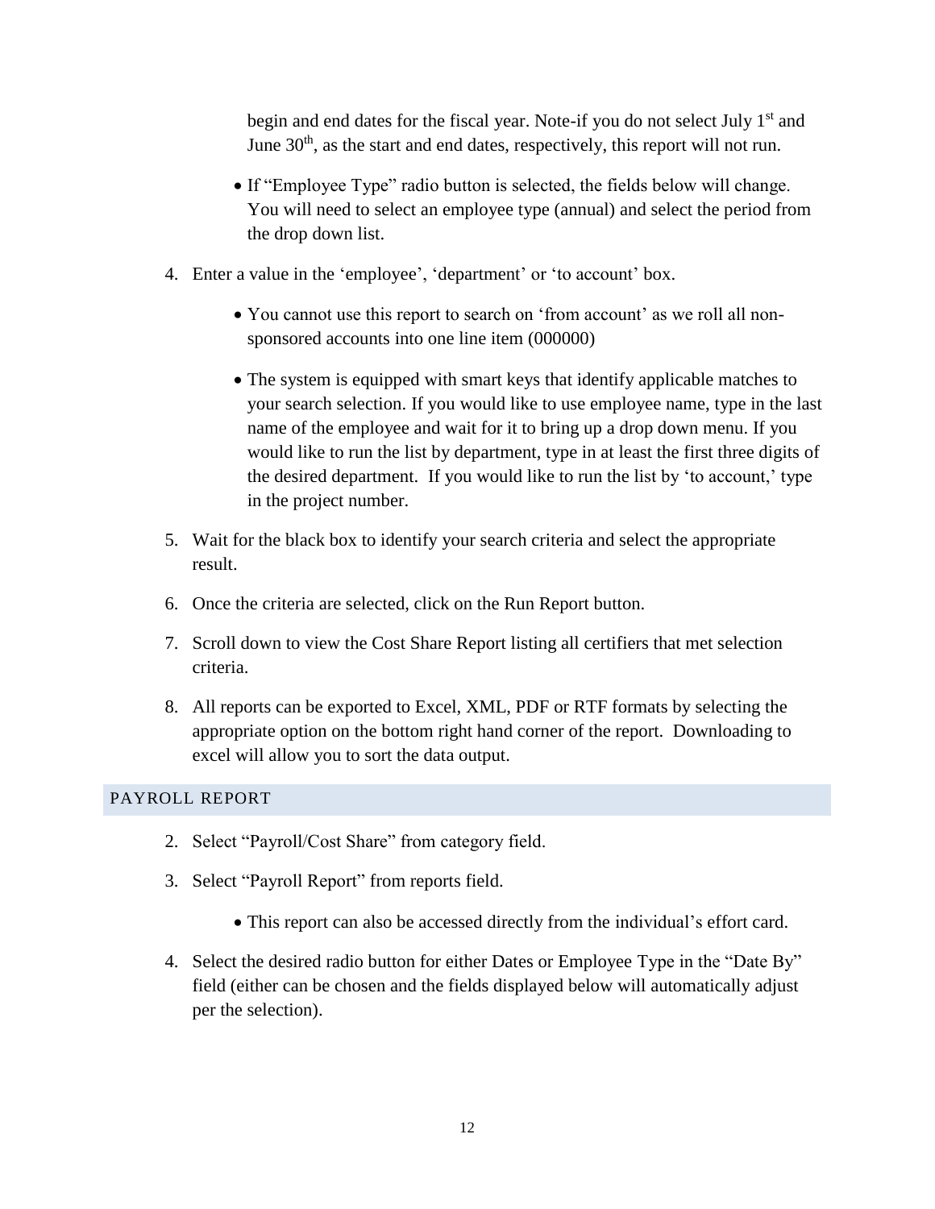begin and end dates for the fiscal year. Note-if you do not select July 1st and June 30th, as the start and end dates, respectively, this report will not run.

- If "Employee Type" radio button is selected, the fields below will change. You will need to select an employee type (annual) and select the period from the drop down list.

4. Enter a value in the 'employee', 'department' or 'to account' box.

   - You cannot use this report to search on 'from account' as we roll all non-sponsored accounts into one line item (000000)

   - The system is equipped with smart keys that identify applicable matches to your search selection. If you would like to use employee name, type in the last name of the employee and wait for it to bring up a drop down menu. If you would like to run the list by department, type in at least the first three digits of the desired department. If you would like to run the list by 'to account,' type in the project number.

5. Wait for the black box to identify your search criteria and select the appropriate result.

6. Once the criteria are selected, click on the Run Report button.

7. Scroll down to view the Cost Share Report listing all certifiers that met selection criteria.

8. All reports can be exported to Excel, XML, PDF or RTF formats by selecting the appropriate option on the bottom right hand corner of the report. Downloading to excel will allow you to sort the data output.

## PAYROLL REPORT

2. Select "Payroll/Cost Share" from category field.

3. Select "Payroll Report" from reports field.

   - This report can also be accessed directly from the individual's effort card.

4. Select the desired radio button for either Dates or Employee Type in the "Date By" field (either can be chosen and the fields displayed below will automatically adjust per the selection).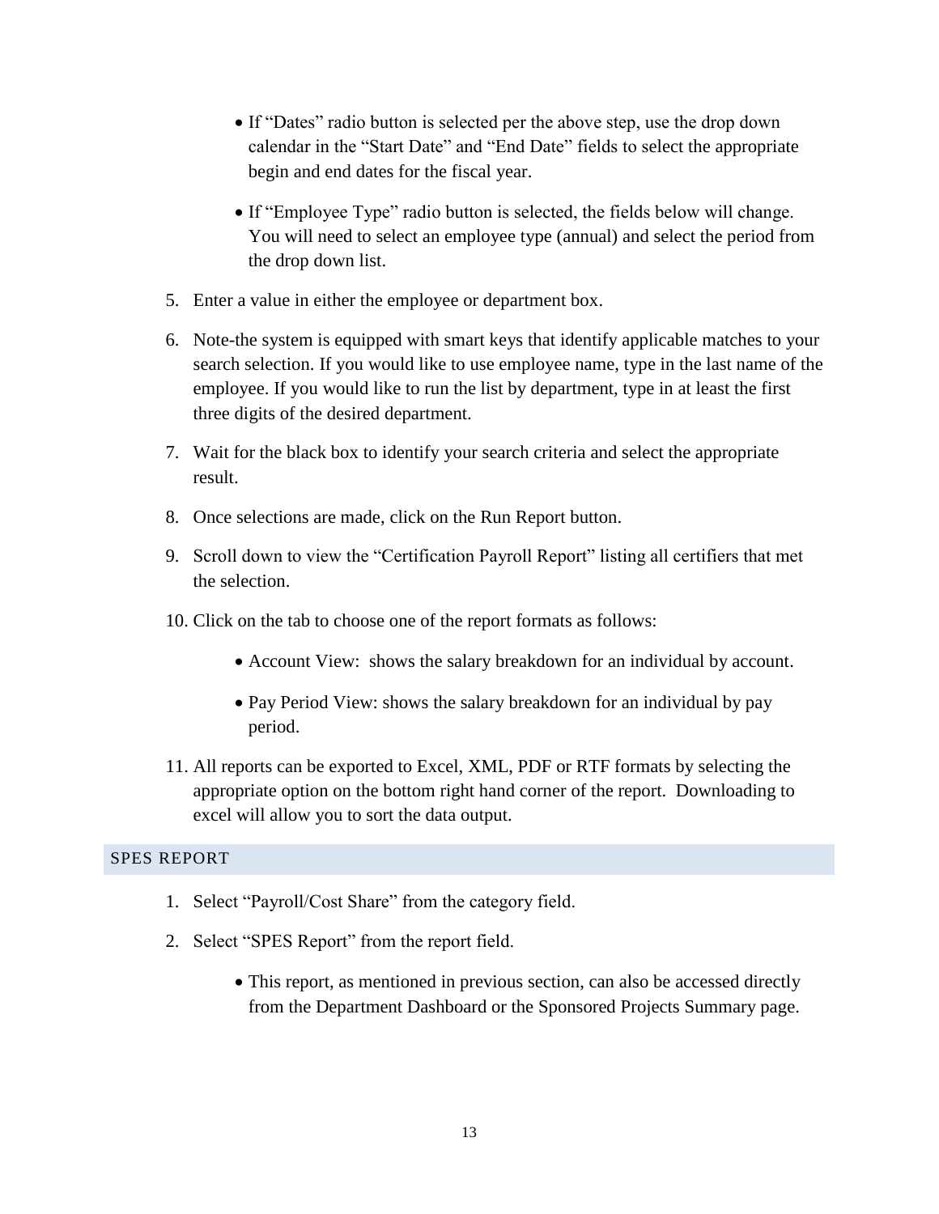- If “Dates” radio button is selected per the above step, use the drop down calendar in the “Start Date” and “End Date” fields to select the appropriate begin and end dates for the fiscal year.
- If “Employee Type” radio button is selected, the fields below will change. You will need to select an employee type (annual) and select the period from the drop down list.

5. Enter a value in either the employee or department box.
6. Note-the system is equipped with smart keys that identify applicable matches to your search selection. If you would like to use employee name, type in the last name of the employee. If you would like to run the list by department, type in at least the first three digits of the desired department.
7. Wait for the black box to identify your search criteria and select the appropriate result.
8. Once selections are made, click on the Run Report button.
9. Scroll down to view the “Certification Payroll Report” listing all certifiers that met the selection.
10. Click on the tab to choose one of the report formats as follows:
    - Account View: shows the salary breakdown for an individual by account.
    - Pay Period View: shows the salary breakdown for an individual by pay period.
11. All reports can be exported to Excel, XML, PDF or RTF formats by selecting the appropriate option on the bottom right hand corner of the report. Downloading to excel will allow you to sort the data output.

## SPES REPORT

1. Select “Payroll/Cost Share” from the category field.
2. Select “SPES Report” from the report field.
    - This report, as mentioned in previous section, can also be accessed directly from the Department Dashboard or the Sponsored Projects Summary page.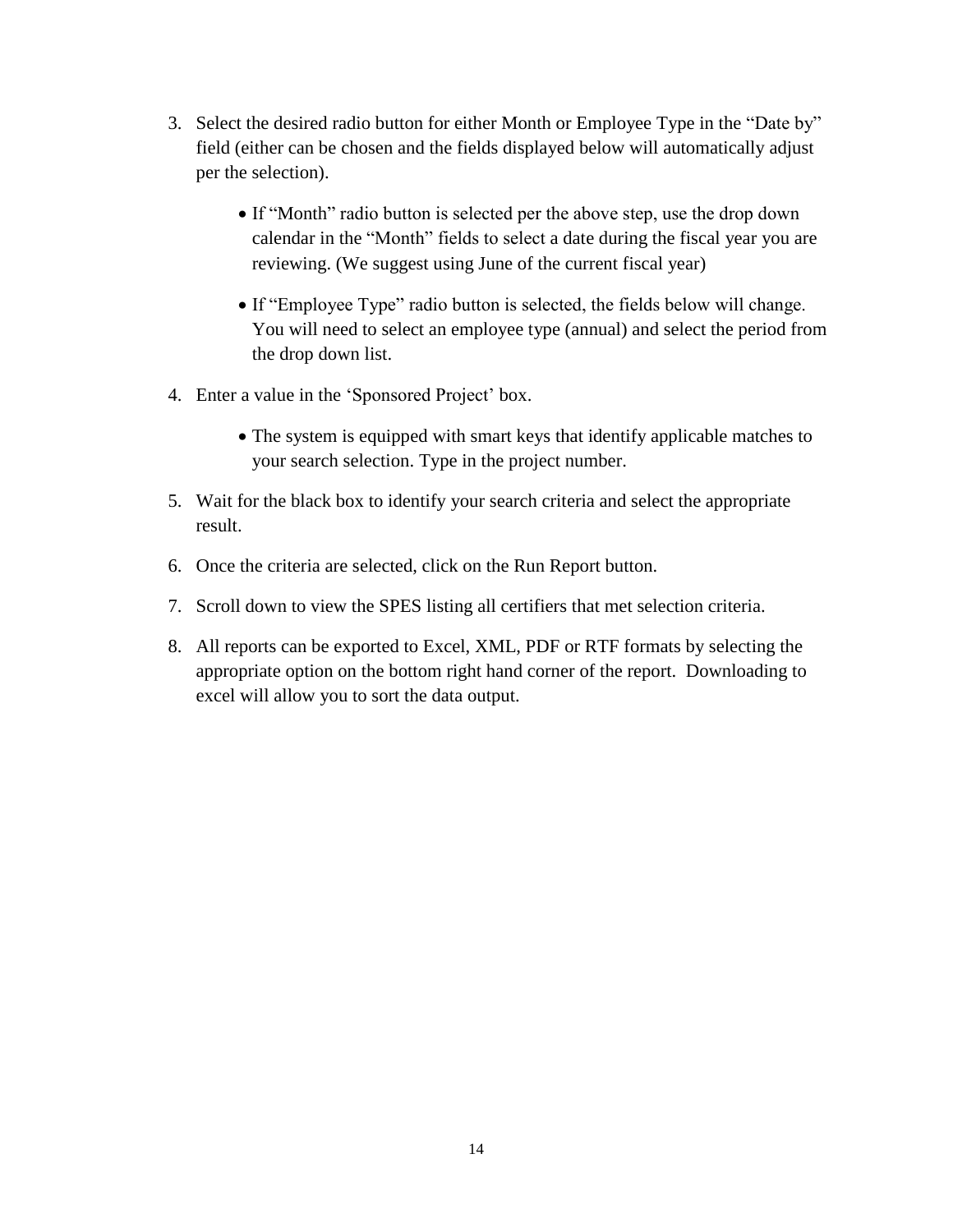3. Select the desired radio button for either Month or Employee Type in the “Date by” field (either can be chosen and the fields displayed below will automatically adjust per the selection).

   - If “Month” radio button is selected per the above step, use the drop down calendar in the “Month” fields to select a date during the fiscal year you are reviewing. (We suggest using June of the current fiscal year)

   - If “Employee Type” radio button is selected, the fields below will change. You will need to select an employee type (annual) and select the period from the drop down list.

4. Enter a value in the ‘Sponsored Project’ box.

   - The system is equipped with smart keys that identify applicable matches to your search selection. Type in the project number.

5. Wait for the black box to identify your search criteria and select the appropriate result.

6. Once the criteria are selected, click on the Run Report button.

7. Scroll down to view the SPES listing all certifiers that met selection criteria.

8. All reports can be exported to Excel, XML, PDF or RTF formats by selecting the appropriate option on the bottom right hand corner of the report. Downloading to excel will allow you to sort the data output.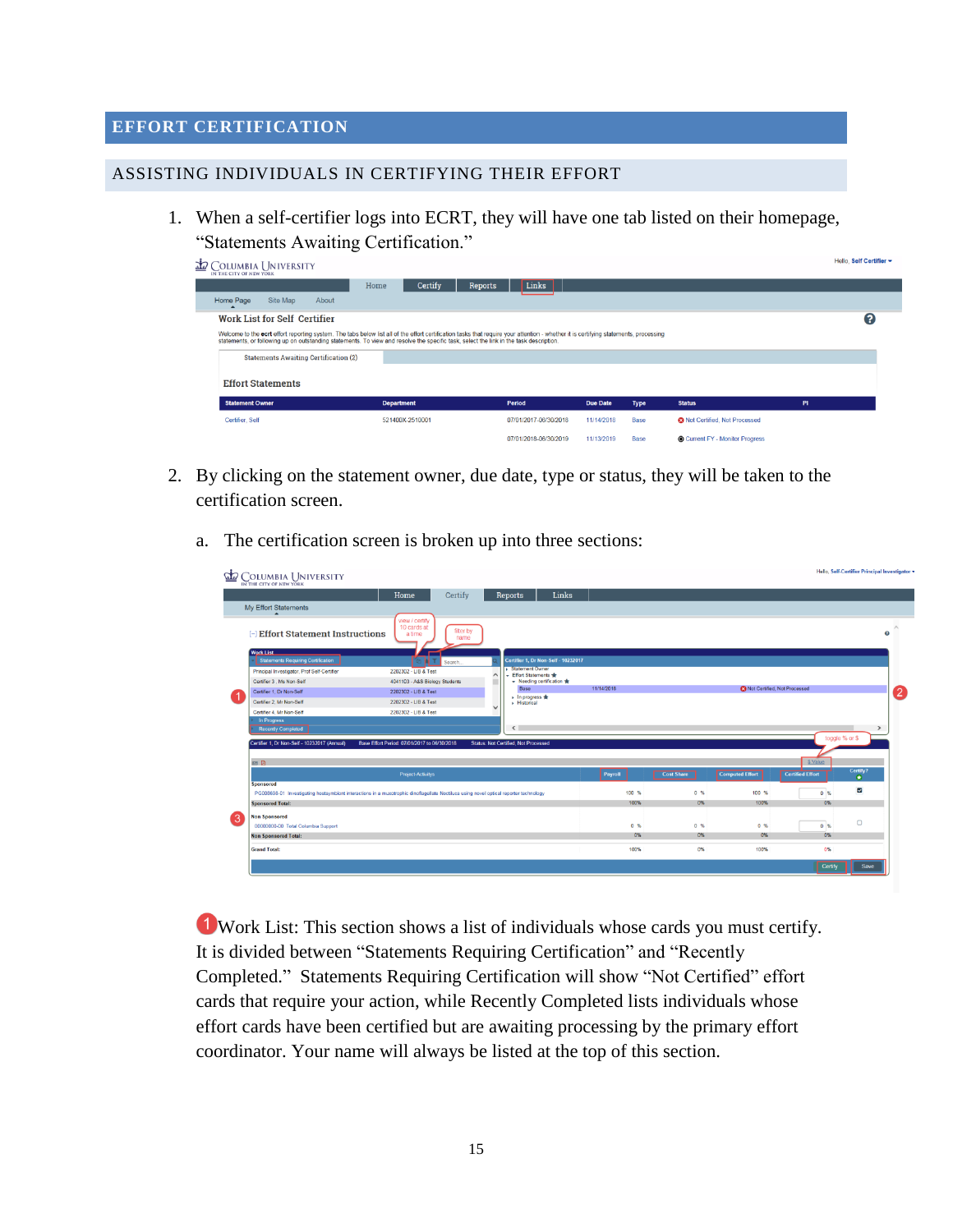# EFFORT CERTIFICATION

## ASSISTING INDIVIDUALS IN CERTIFYING THEIR EFFORT

1. When a self-certifier logs into ECRT, they will have one tab listed on their homepage, “Statements Awaiting Certification.”

2. By clicking on the statement owner, due date, type or status, they will be taken to the certification screen.

   a. The certification screen is broken up into three sections:

❶ Work List: This section shows a list of individuals whose cards you must certify. It is divided between “Statements Requiring Certification” and “Recently Completed.” Statements Requiring Certification will show “Not Certified” effort cards that require your action, while Recently Completed lists individuals whose effort cards have been certified but are awaiting processing by the primary effort coordinator. Your name will always be listed at the top of this section.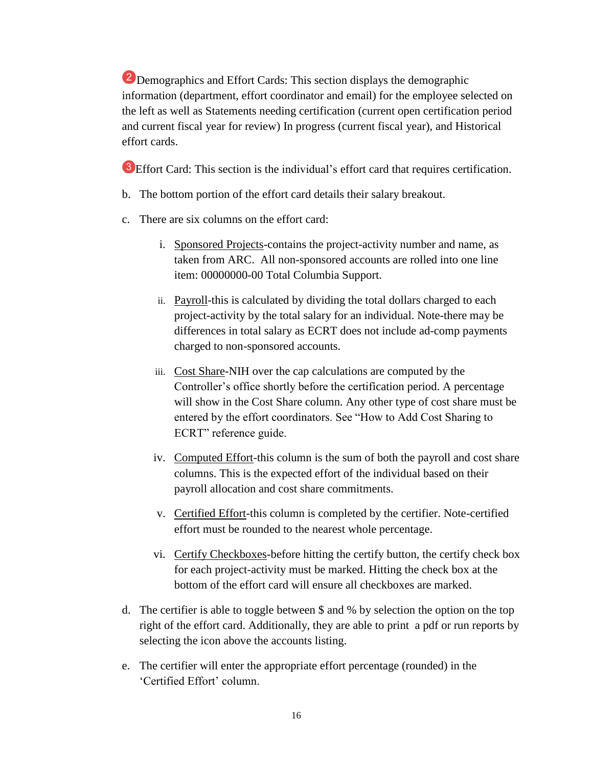❷Demographics and Effort Cards: This section displays the demographic information (department, effort coordinator and email) for the employee selected on the left as well as Statements needing certification (current open certification period and current fiscal year for review) In progress (current fiscal year), and Historical effort cards.

❸Effort Card: This section is the individual's effort card that requires certification.

b. The bottom portion of the effort card details their salary breakout.

c. There are six columns on the effort card:

   i. Sponsored Projects-contains the project-activity number and name, as taken from ARC. All non-sponsored accounts are rolled into one line item: 00000000-00 Total Columbia Support.

   ii. Payroll-this is calculated by dividing the total dollars charged to each project-activity by the total salary for an individual. Note-there may be differences in total salary as ECRT does not include ad-comp payments charged to non-sponsored accounts.

   iii. Cost Share-NIH over the cap calculations are computed by the Controller's office shortly before the certification period. A percentage will show in the Cost Share column. Any other type of cost share must be entered by the effort coordinators. See "How to Add Cost Sharing to ECRT" reference guide.

   iv. Computed Effort-this column is the sum of both the payroll and cost share columns. This is the expected effort of the individual based on their payroll allocation and cost share commitments.

   v. Certified Effort-this column is completed by the certifier. Note-certified effort must be rounded to the nearest whole percentage.

   vi. Certify Checkboxes-before hitting the certify button, the certify check box for each project-activity must be marked. Hitting the check box at the bottom of the effort card will ensure all checkboxes are marked.

d. The certifier is able to toggle between $ and % by selection the option on the top right of the effort card. Additionally, they are able to print a pdf or run reports by selecting the icon above the accounts listing.

e. The certifier will enter the appropriate effort percentage (rounded) in the 'Certified Effort' column.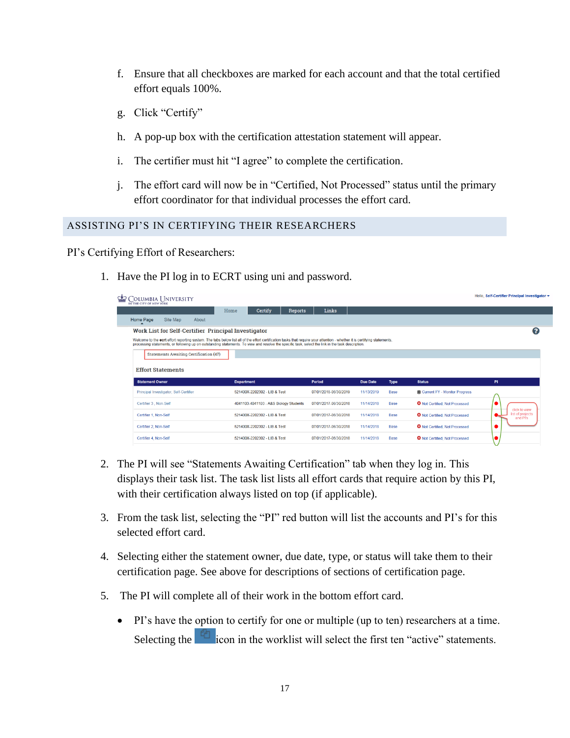f. Ensure that all checkboxes are marked for each account and that the total certified effort equals 100%.

g. Click “Certify”

h. A pop-up box with the certification attestation statement will appear.

i. The certifier must hit “I agree” to complete the certification.

j. The effort card will now be in “Certified, Not Processed” status until the primary effort coordinator for that individual processes the effort card.

## ASSISTING PI’S IN CERTIFYING THEIR RESEARCHERS

PI’s Certifying Effort of Researchers:

1. Have the PI log in to ECRT using uni and password.

2. The PI will see “Statements Awaiting Certification” tab when they log in. This displays their task list. The task list lists all effort cards that require action by this PI, with their certification always listed on top (if applicable).

3. From the task list, selecting the “PI” red button will list the accounts and PI’s for this selected effort card.

4. Selecting either the statement owner, due date, type, or status will take them to their certification page. See above for descriptions of sections of certification page.

5. The PI will complete all of their work in the bottom effort card.

- PI’s have the option to certify for one or multiple (up to ten) researchers at a time. Selecting the icon in the worklist will select the first ten “active” statements.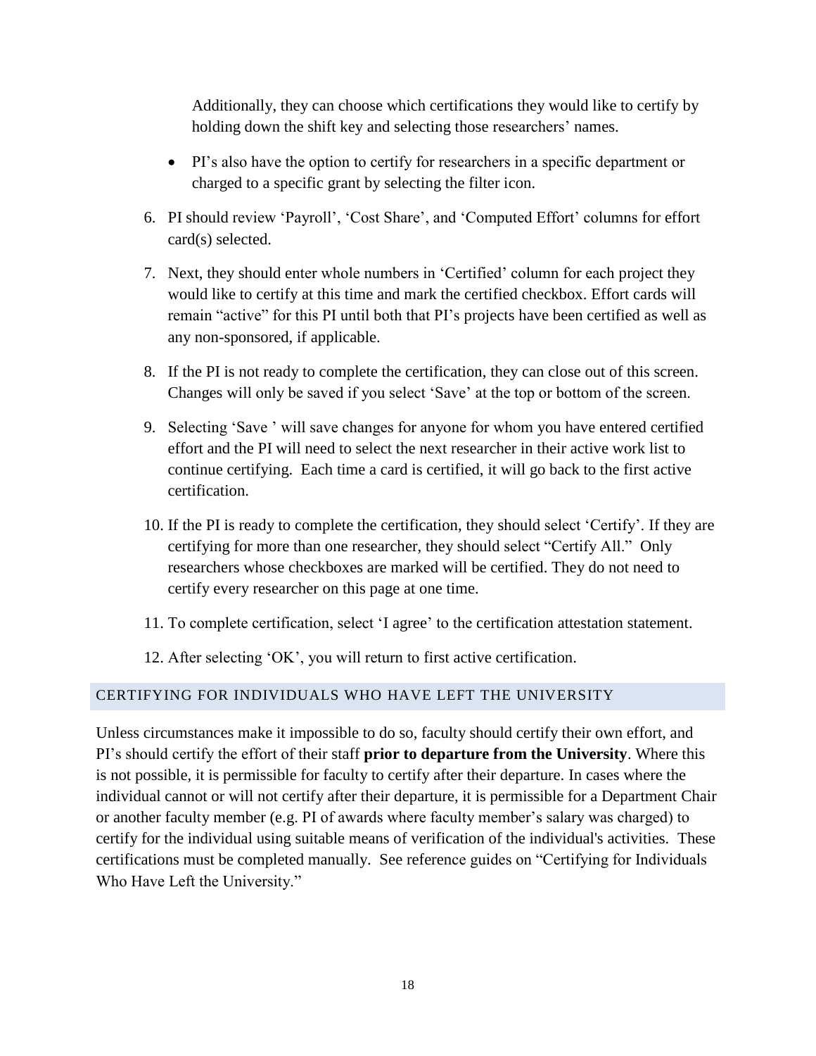Additionally, they can choose which certifications they would like to certify by holding down the shift key and selecting those researchers' names.

- PI's also have the option to certify for researchers in a specific department or charged to a specific grant by selecting the filter icon.

6. PI should review 'Payroll', 'Cost Share', and 'Computed Effort' columns for effort card(s) selected.
7. Next, they should enter whole numbers in 'Certified' column for each project they would like to certify at this time and mark the certified checkbox. Effort cards will remain "active" for this PI until both that PI's projects have been certified as well as any non-sponsored, if applicable.
8. If the PI is not ready to complete the certification, they can close out of this screen. Changes will only be saved if you select 'Save' at the top or bottom of the screen.
9. Selecting 'Save ' will save changes for anyone for whom you have entered certified effort and the PI will need to select the next researcher in their active work list to continue certifying. Each time a card is certified, it will go back to the first active certification.
10. If the PI is ready to complete the certification, they should select 'Certify'. If they are certifying for more than one researcher, they should select "Certify All." Only researchers whose checkboxes are marked will be certified. They do not need to certify every researcher on this page at one time.
11. To complete certification, select 'I agree' to the certification attestation statement.
12. After selecting 'OK', you will return to first active certification.

## CERTIFYING FOR INDIVIDUALS WHO HAVE LEFT THE UNIVERSITY

Unless circumstances make it impossible to do so, faculty should certify their own effort, and PI's should certify the effort of their staff **prior to departure from the University**. Where this is not possible, it is permissible for faculty to certify after their departure. In cases where the individual cannot or will not certify after their departure, it is permissible for a Department Chair or another faculty member (e.g. PI of awards where faculty member's salary was charged) to certify for the individual using suitable means of verification of the individual's activities. These certifications must be completed manually. See reference guides on "Certifying for Individuals Who Have Left the University."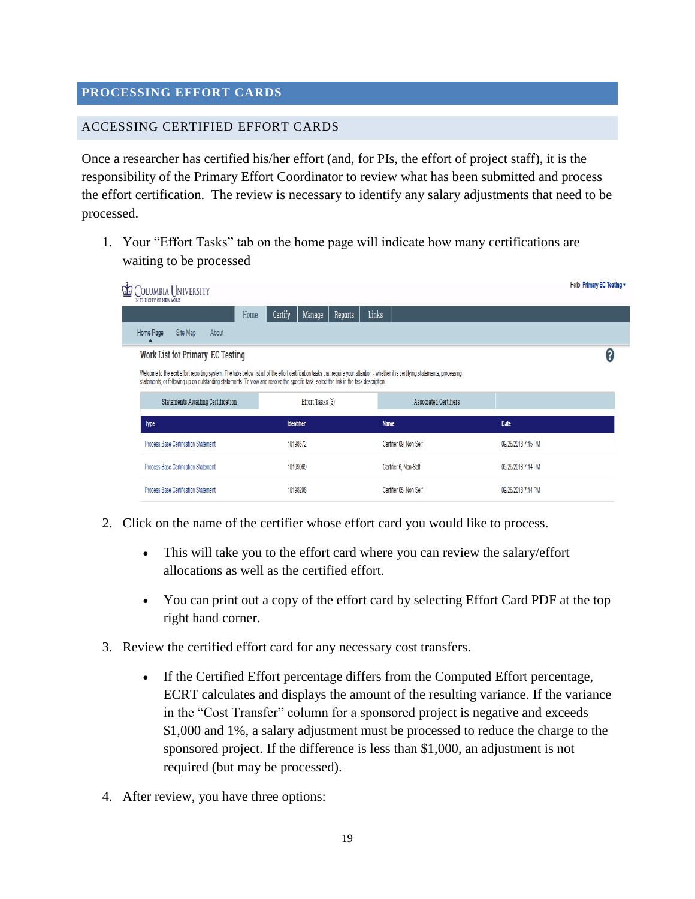## PROCESSING EFFORT CARDS

### ACCESSING CERTIFIED EFFORT CARDS

Once a researcher has certified his/her effort (and, for PIs, the effort of project staff), it is the responsibility of the Primary Effort Coordinator to review what has been submitted and process the effort certification. The review is necessary to identify any salary adjustments that need to be processed.

1. Your "Effort Tasks" tab on the home page will indicate how many certifications are waiting to be processed

2. Click on the name of the certifier whose effort card you would like to process.
   - This will take you to the effort card where you can review the salary/effort allocations as well as the certified effort.
   - You can print out a copy of the effort card by selecting Effort Card PDF at the top right hand corner.

3. Review the certified effort card for any necessary cost transfers.
   - If the Certified Effort percentage differs from the Computed Effort percentage, ECRT calculates and displays the amount of the resulting variance. If the variance in the "Cost Transfer" column for a sponsored project is negative and exceeds $1,000 and 1%, a salary adjustment must be processed to reduce the charge to the sponsored project. If the difference is less than $1,000, an adjustment is not required (but may be processed).

4. After review, you have three options: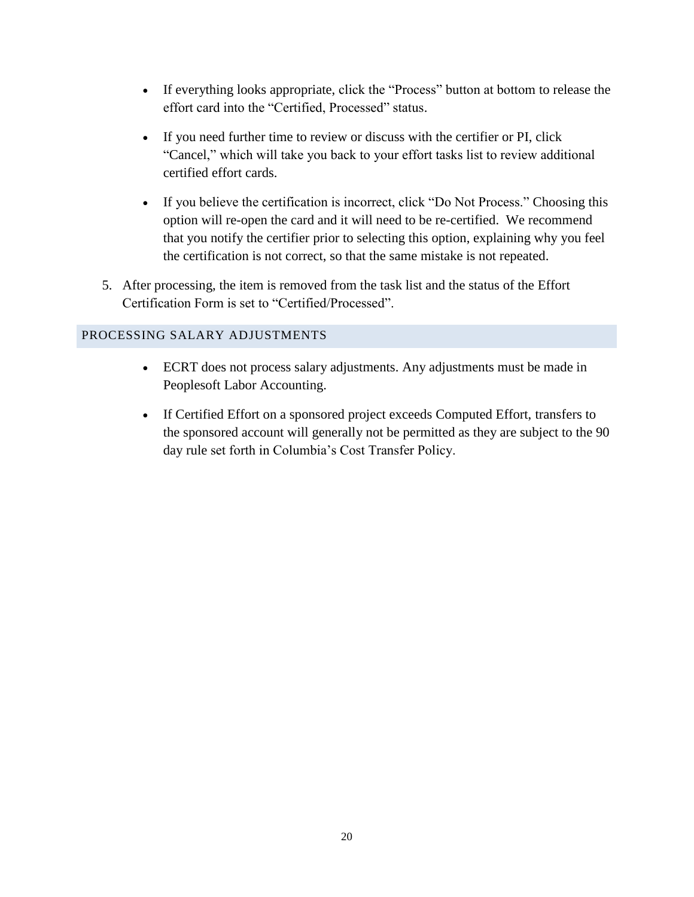- If everything looks appropriate, click the “Process” button at bottom to release the effort card into the “Certified, Processed” status.
- If you need further time to review or discuss with the certifier or PI, click “Cancel,” which will take you back to your effort tasks list to review additional certified effort cards.
- If you believe the certification is incorrect, click “Do Not Process.” Choosing this option will re-open the card and it will need to be re-certified. We recommend that you notify the certifier prior to selecting this option, explaining why you feel the certification is not correct, so that the same mistake is not repeated.

5. After processing, the item is removed from the task list and the status of the Effort Certification Form is set to “Certified/Processed”.

## PROCESSING SALARY ADJUSTMENTS

- ECRT does not process salary adjustments. Any adjustments must be made in Peoplesoft Labor Accounting.
- If Certified Effort on a sponsored project exceeds Computed Effort, transfers to the sponsored account will generally not be permitted as they are subject to the 90 day rule set forth in Columbia’s Cost Transfer Policy.